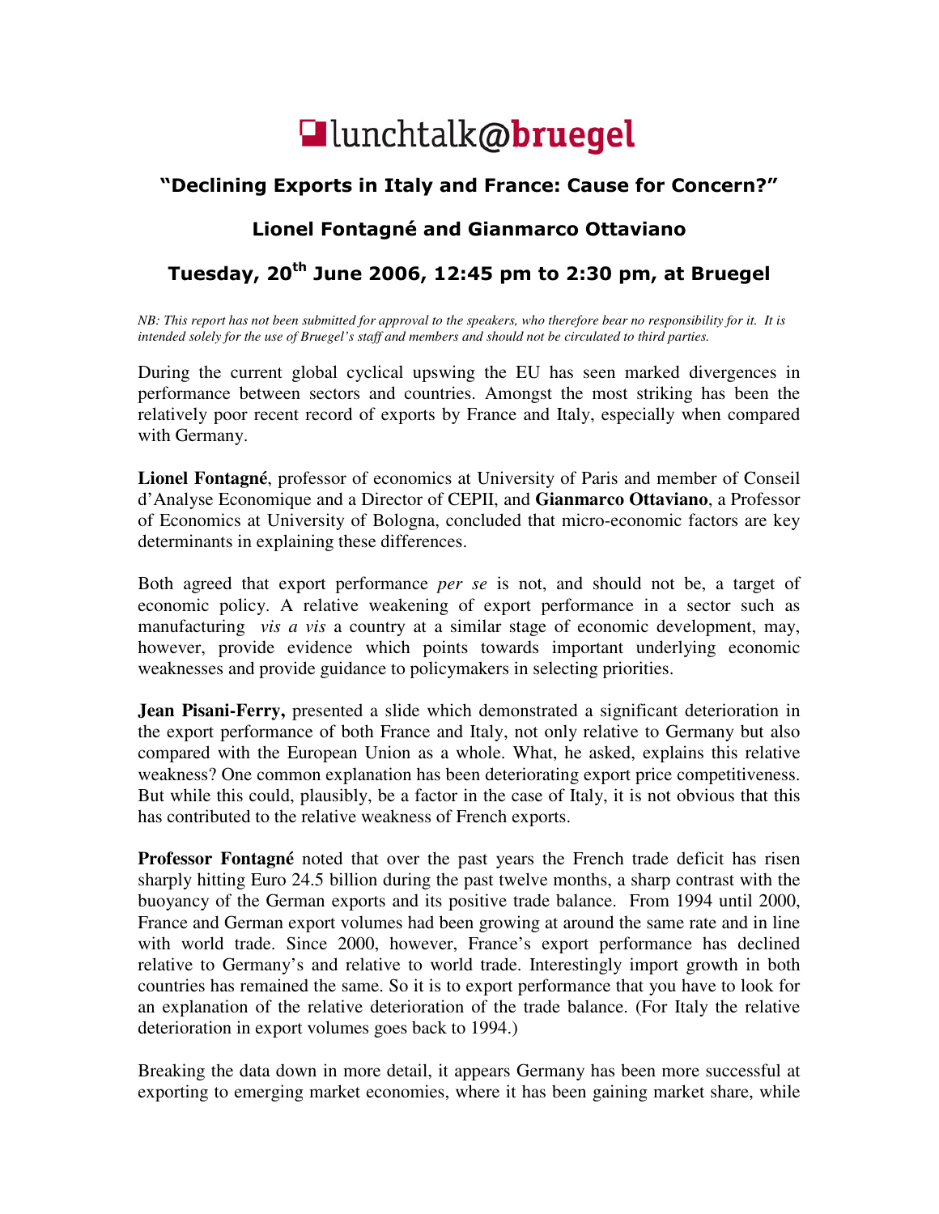# lunchtalk@bruegel

## "Declining Exports in Italy and France: Cause for Concern?"

### Lionel Fontagné and Gianmarco Ottaviano

### Tuesday, 20th June 2006, 12:45 pm to 2:30 pm, at Bruegel

*NB: This report has not been submitted for approval to the speakers, who therefore bear no responsibility for it. It is intended solely for the use of Bruegel's staff and members and should not be circulated to third parties.*

During the current global cyclical upswing the EU has seen marked divergences in performance between sectors and countries. Amongst the most striking has been the relatively poor recent record of exports by France and Italy, especially when compared with Germany.

**Lionel Fontagné**, professor of economics at University of Paris and member of Conseil d'Analyse Economique and a Director of CEPII, and **Gianmarco Ottaviano**, a Professor of Economics at University of Bologna, concluded that micro-economic factors are key determinants in explaining these differences.

Both agreed that export performance *per se* is not, and should not be, a target of economic policy. A relative weakening of export performance in a sector such as manufacturing *vis a vis* a country at a similar stage of economic development, may, however, provide evidence which points towards important underlying economic weaknesses and provide guidance to policymakers in selecting priorities.

**Jean Pisani-Ferry,** presented a slide which demonstrated a significant deterioration in the export performance of both France and Italy, not only relative to Germany but also compared with the European Union as a whole. What, he asked, explains this relative weakness? One common explanation has been deteriorating export price competitiveness. But while this could, plausibly, be a factor in the case of Italy, it is not obvious that this has contributed to the relative weakness of French exports.

**Professor Fontagné** noted that over the past years the French trade deficit has risen sharply hitting Euro 24.5 billion during the past twelve months, a sharp contrast with the buoyancy of the German exports and its positive trade balance. From 1994 until 2000, France and German export volumes had been growing at around the same rate and in line with world trade. Since 2000, however, France's export performance has declined relative to Germany's and relative to world trade. Interestingly import growth in both countries has remained the same. So it is to export performance that you have to look for an explanation of the relative deterioration of the trade balance. (For Italy the relative deterioration in export volumes goes back to 1994.)

Breaking the data down in more detail, it appears Germany has been more successful at exporting to emerging market economies, where it has been gaining market share, while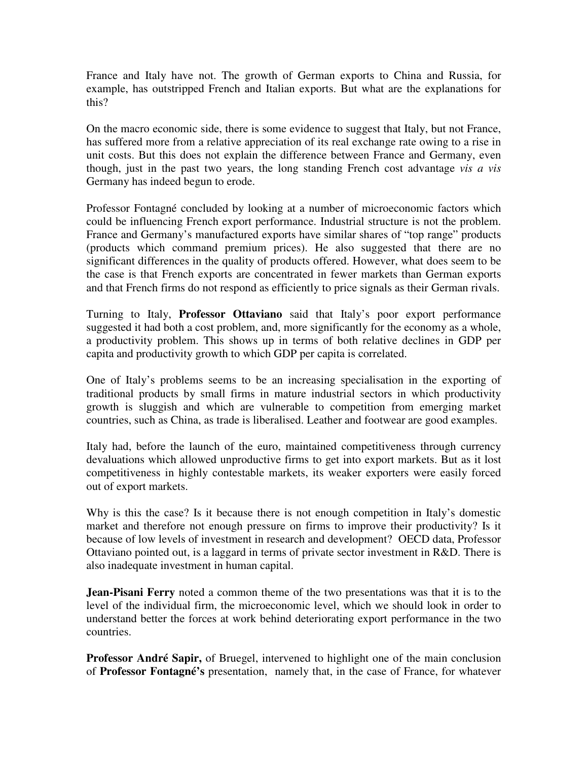France and Italy have not. The growth of German exports to China and Russia, for example, has outstripped French and Italian exports. But what are the explanations for this?

On the macro economic side, there is some evidence to suggest that Italy, but not France, has suffered more from a relative appreciation of its real exchange rate owing to a rise in unit costs. But this does not explain the difference between France and Germany, even though, just in the past two years, the long standing French cost advantage *vis a vis* Germany has indeed begun to erode.

Professor Fontagné concluded by looking at a number of microeconomic factors which could be influencing French export performance. Industrial structure is not the problem. France and Germany's manufactured exports have similar shares of "top range" products (products which command premium prices). He also suggested that there are no significant differences in the quality of products offered. However, what does seem to be the case is that French exports are concentrated in fewer markets than German exports and that French firms do not respond as efficiently to price signals as their German rivals.

Turning to Italy, **Professor Ottaviano** said that Italy's poor export performance suggested it had both a cost problem, and, more significantly for the economy as a whole, a productivity problem. This shows up in terms of both relative declines in GDP per capita and productivity growth to which GDP per capita is correlated.

One of Italy's problems seems to be an increasing specialisation in the exporting of traditional products by small firms in mature industrial sectors in which productivity growth is sluggish and which are vulnerable to competition from emerging market countries, such as China, as trade is liberalised. Leather and footwear are good examples.

Italy had, before the launch of the euro, maintained competitiveness through currency devaluations which allowed unproductive firms to get into export markets. But as it lost competitiveness in highly contestable markets, its weaker exporters were easily forced out of export markets.

Why is this the case? Is it because there is not enough competition in Italy's domestic market and therefore not enough pressure on firms to improve their productivity? Is it because of low levels of investment in research and development? OECD data, Professor Ottaviano pointed out, is a laggard in terms of private sector investment in R&D. There is also inadequate investment in human capital.

**Jean-Pisani Ferry** noted a common theme of the two presentations was that it is to the level of the individual firm, the microeconomic level, which we should look in order to understand better the forces at work behind deteriorating export performance in the two countries.

**Professor André Sapir,** of Bruegel, intervened to highlight one of the main conclusion of **Professor Fontagné's** presentation, namely that, in the case of France, for whatever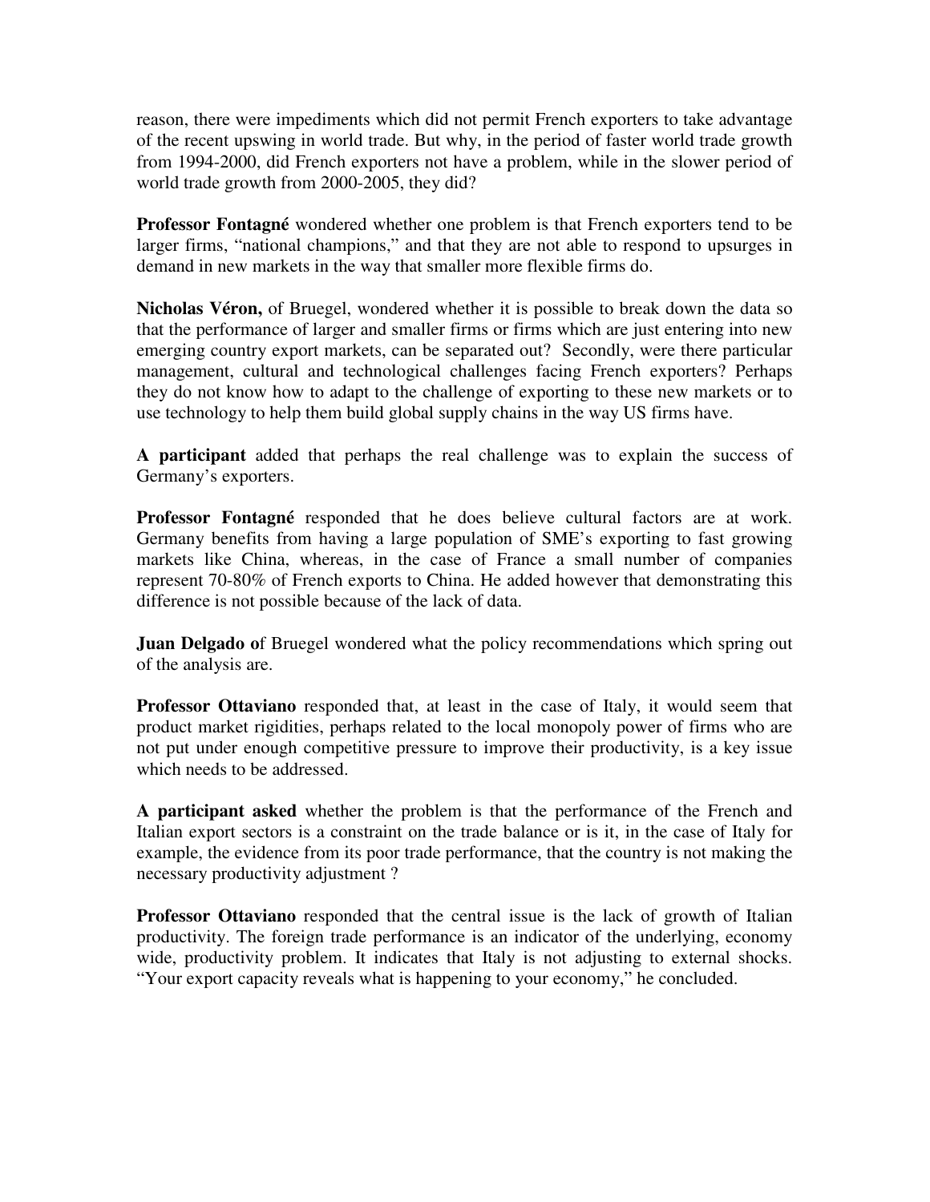reason, there were impediments which did not permit French exporters to take advantage of the recent upswing in world trade. But why, in the period of faster world trade growth from 1994-2000, did French exporters not have a problem, while in the slower period of world trade growth from 2000-2005, they did?

**Professor Fontagné** wondered whether one problem is that French exporters tend to be larger firms, "national champions," and that they are not able to respond to upsurges in demand in new markets in the way that smaller more flexible firms do.

**Nicholas Véron,** of Bruegel, wondered whether it is possible to break down the data so that the performance of larger and smaller firms or firms which are just entering into new emerging country export markets, can be separated out? Secondly, were there particular management, cultural and technological challenges facing French exporters? Perhaps they do not know how to adapt to the challenge of exporting to these new markets or to use technology to help them build global supply chains in the way US firms have.

**A participant** added that perhaps the real challenge was to explain the success of Germany's exporters.

**Professor Fontagné** responded that he does believe cultural factors are at work. Germany benefits from having a large population of SME's exporting to fast growing markets like China, whereas, in the case of France a small number of companies represent 70-80% of French exports to China. He added however that demonstrating this difference is not possible because of the lack of data.

**Juan Delgado o**f Bruegel wondered what the policy recommendations which spring out of the analysis are.

**Professor Ottaviano** responded that, at least in the case of Italy, it would seem that product market rigidities, perhaps related to the local monopoly power of firms who are not put under enough competitive pressure to improve their productivity, is a key issue which needs to be addressed.

**A participant asked** whether the problem is that the performance of the French and Italian export sectors is a constraint on the trade balance or is it, in the case of Italy for example, the evidence from its poor trade performance, that the country is not making the necessary productivity adjustment ?

**Professor Ottaviano** responded that the central issue is the lack of growth of Italian productivity. The foreign trade performance is an indicator of the underlying, economy wide, productivity problem. It indicates that Italy is not adjusting to external shocks. "Your export capacity reveals what is happening to your economy," he concluded.